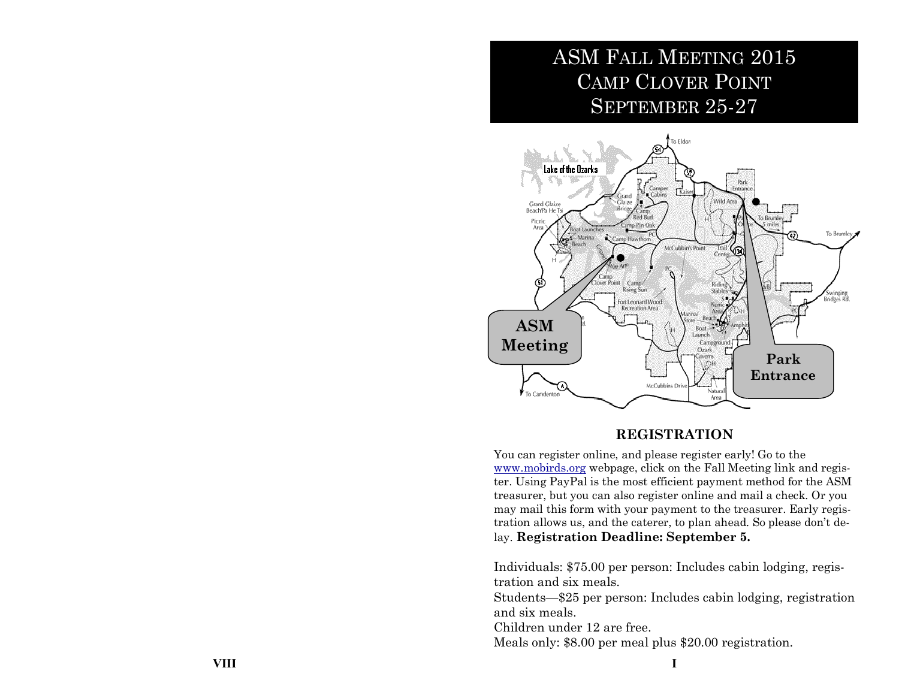# ASM Fall Meeting 2015
# Camp Clover Point
# September 25-27

## REGISTRATION

You can register online, and please register early! Go to the www.mobirds.org webpage, click on the Fall Meeting link and register. Using PayPal is the most efficient payment method for the ASM treasurer, but you can also register online and mail a check. Or you may mail this form with your payment to the treasurer. Early registration allows us, and the caterer, to plan ahead. So please don't delay. **Registration Deadline: September 5.**

Individuals: $75.00 per person: Includes cabin lodging, registration and six meals.
Students—$25 per person: Includes cabin lodging, registration and six meals.
Children under 12 are free.
Meals only: $8.00 per meal plus $20.00 registration.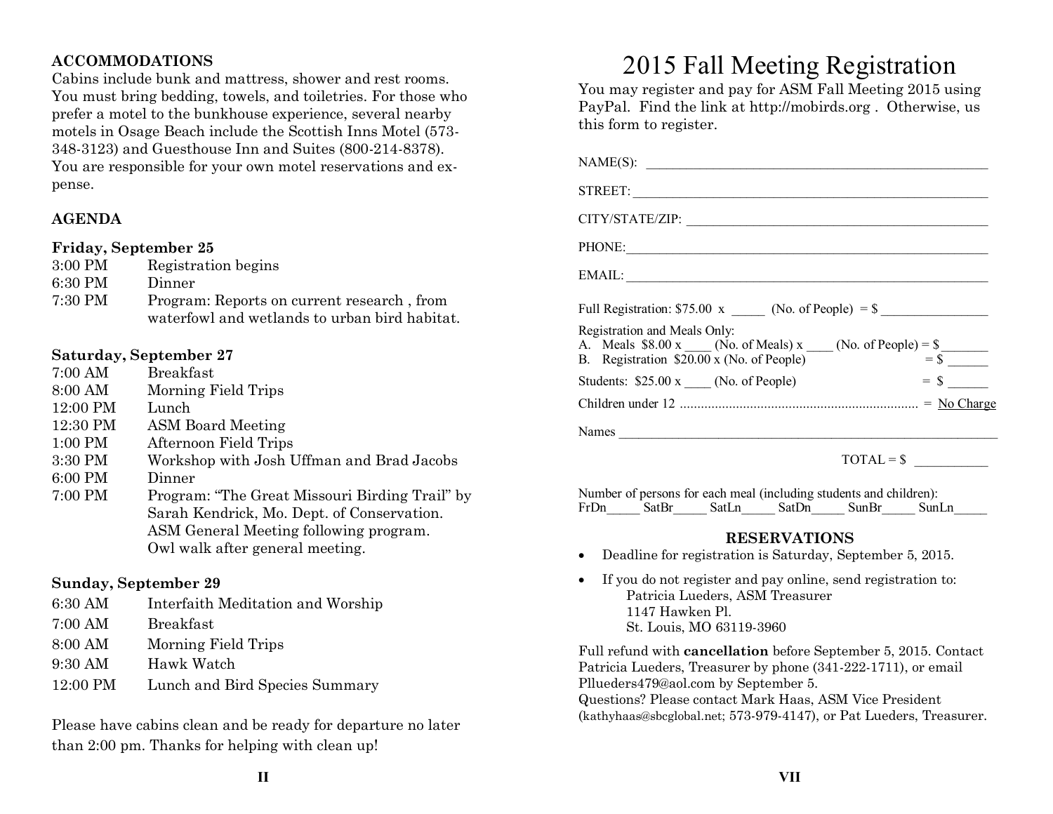## ACCOMMODATIONS

Cabins include bunk and mattress, shower and rest rooms. You must bring bedding, towels, and toiletries. For those who prefer a motel to the bunkhouse experience, several nearby motels in Osage Beach include the Scottish Inns Motel (573-348-3123) and Guesthouse Inn and Suites (800-214-8378). You are responsible for your own motel reservations and expense.

## AGENDA

**Friday, September 25**

| | |
|---|---|
| 3:00 PM | Registration begins |
| 6:30 PM | Dinner |
| 7:30 PM | Program: Reports on current research , from waterfowl and wetlands to urban bird habitat. |

**Saturday, September 27**

| | |
|---|---|
| 7:00 AM | Breakfast |
| 8:00 AM | Morning Field Trips |
| 12:00 PM | Lunch |
| 12:30 PM | ASM Board Meeting |
| 1:00 PM | Afternoon Field Trips |
| 3:30 PM | Workshop with Josh Uffman and Brad Jacobs |
| 6:00 PM | Dinner |
| 7:00 PM | Program: "The Great Missouri Birding Trail" by Sarah Kendrick, Mo. Dept. of Conservation. ASM General Meeting following program. Owl walk after general meeting. |

**Sunday, September 29**

| | |
|---|---|
| 6:30 AM | Interfaith Meditation and Worship |
| 7:00 AM | Breakfast |
| 8:00 AM | Morning Field Trips |
| 9:30 AM | Hawk Watch |
| 12:00 PM | Lunch and Bird Species Summary |

Please have cabins clean and be ready for departure no later than 2:00 pm. Thanks for helping with clean up!

# 2015 Fall Meeting Registration

You may register and pay for ASM Fall Meeting 2015 using PayPal. Find the link at http://mobirds.org . Otherwise, us this form to register.

NAME(S): ____________________________________________

STREET: ____________________________________________

CITY/STATE/ZIP: ____________________________________________

PHONE: ____________________________________________

EMAIL: ____________________________________________

Full Registration: $75.00 x _____ (No. of People) = $ ________________

Registration and Meals Only:
A. Meals $8.00 x ____ (No. of Meals) x ____ (No. of People) = $ _______
B. Registration $20.00 x (No. of People) = $ ______

Students: $25.00 x ____ (No. of People) = $ ______

Children under 12 .................................................................. = No Charge

Names ____________________________________________

TOTAL = $ ___________

Number of persons for each meal (including students and children):
FrDn_____ SatBr_____ SatLn_____ SatDn_____ SunBr_____ SunLn_____

### RESERVATIONS

- Deadline for registration is Saturday, September 5, 2015.
- If you do not register and pay online, send registration to:
  Patricia Lueders, ASM Treasurer
  1147 Hawken Pl.
  St. Louis, MO 63119-3960

Full refund with **cancellation** before September 5, 2015. Contact Patricia Lueders, Treasurer by phone (341-222-1711), or email Pllueders479@aol.com by September 5.
Questions? Please contact Mark Haas, ASM Vice President (kathyhaas@sbcglobal.net; 573-979-4147), or Pat Lueders, Treasurer.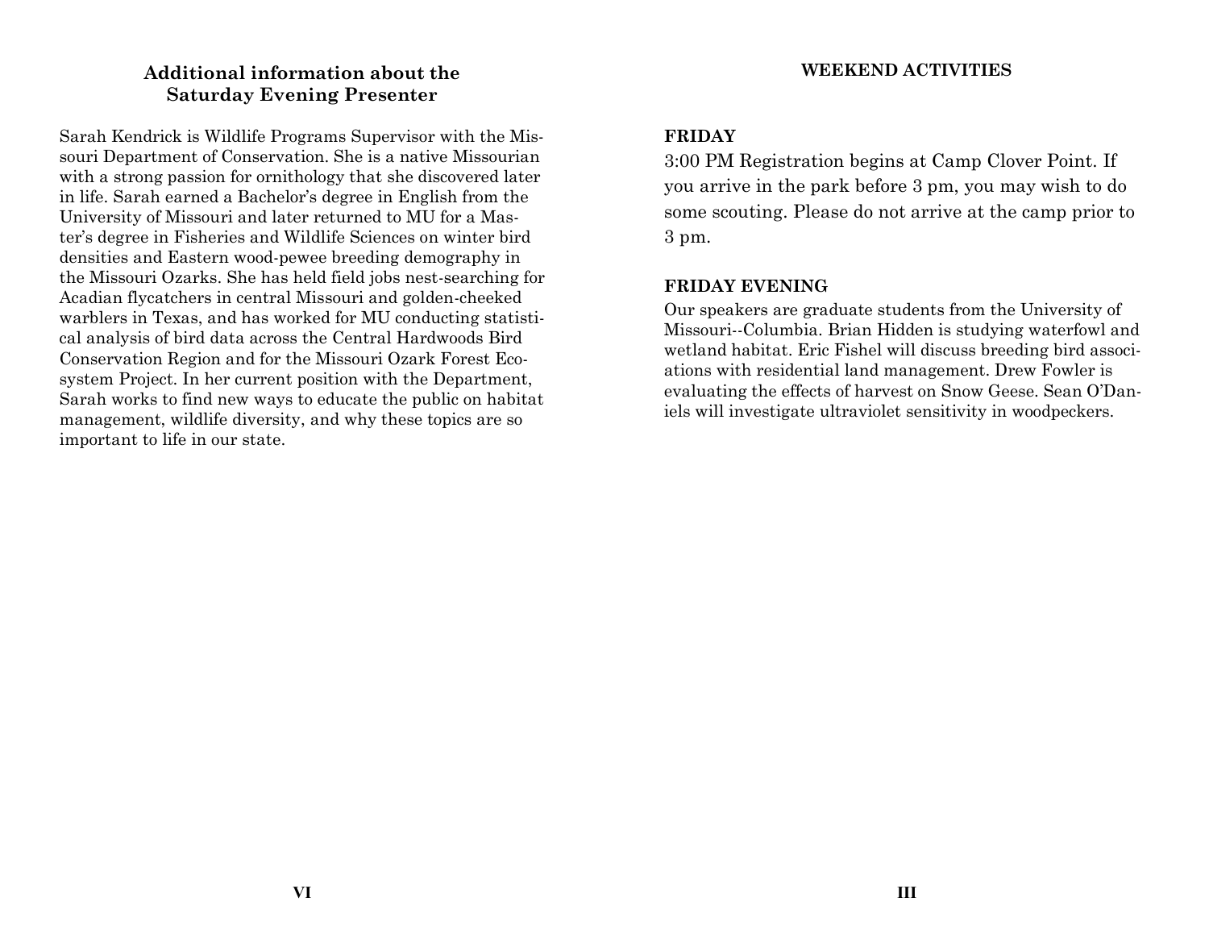## Additional information about the Saturday Evening Presenter

Sarah Kendrick is Wildlife Programs Supervisor with the Missouri Department of Conservation. She is a native Missourian with a strong passion for ornithology that she discovered later in life. Sarah earned a Bachelor's degree in English from the University of Missouri and later returned to MU for a Master's degree in Fisheries and Wildlife Sciences on winter bird densities and Eastern wood-pewee breeding demography in the Missouri Ozarks. She has held field jobs nest-searching for Acadian flycatchers in central Missouri and golden-cheeked warblers in Texas, and has worked for MU conducting statistical analysis of bird data across the Central Hardwoods Bird Conservation Region and for the Missouri Ozark Forest Ecosystem Project. In her current position with the Department, Sarah works to find new ways to educate the public on habitat management, wildlife diversity, and why these topics are so important to life in our state.

## WEEKEND ACTIVITIES

**FRIDAY**

3:00 PM Registration begins at Camp Clover Point. If you arrive in the park before 3 pm, you may wish to do some scouting. Please do not arrive at the camp prior to 3 pm.

**FRIDAY EVENING**

Our speakers are graduate students from the University of Missouri--Columbia. Brian Hidden is studying waterfowl and wetland habitat. Eric Fishel will discuss breeding bird associations with residential land management. Drew Fowler is evaluating the effects of harvest on Snow Geese. Sean O'Daniels will investigate ultraviolet sensitivity in woodpeckers.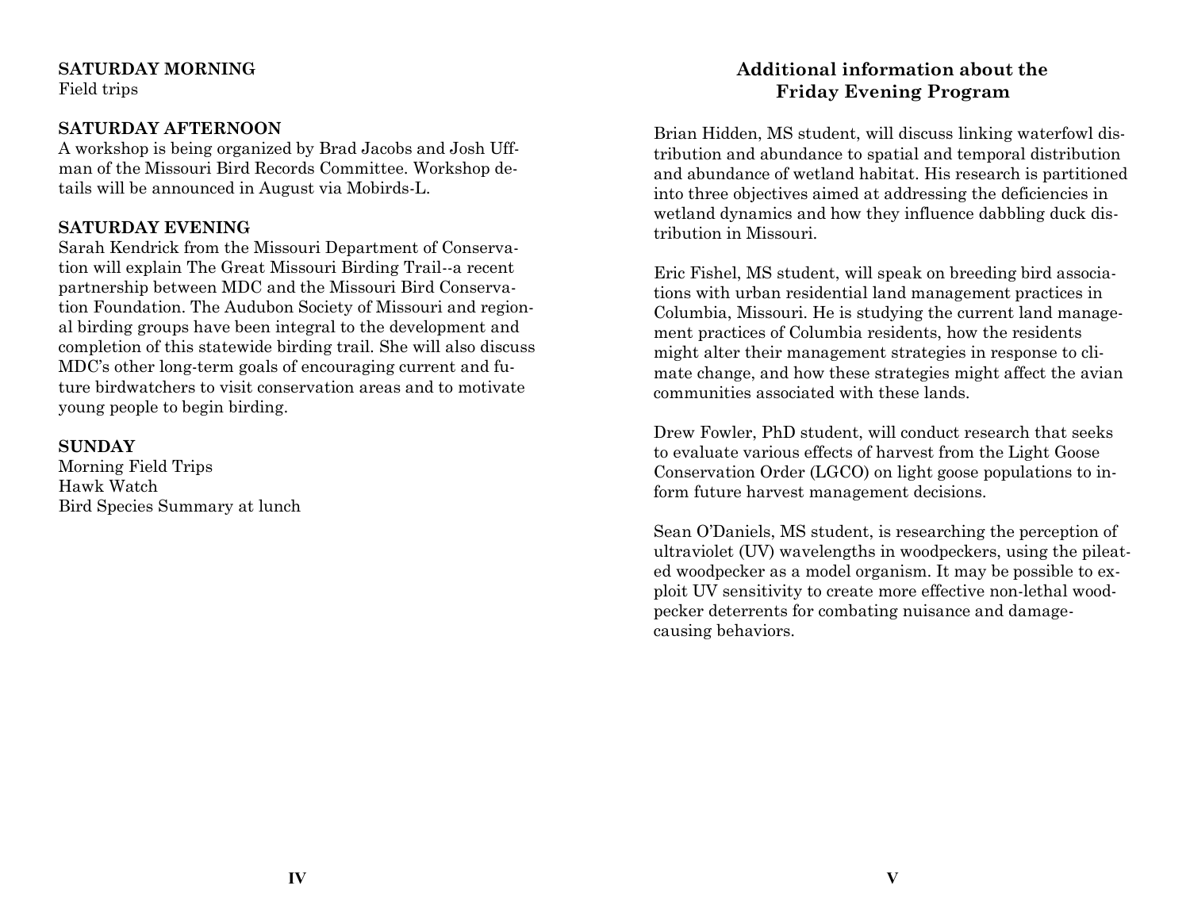**SATURDAY MORNING**
Field trips

**SATURDAY AFTERNOON**
A workshop is being organized by Brad Jacobs and Josh Uffman of the Missouri Bird Records Committee. Workshop details will be announced in August via Mobirds-L.

**SATURDAY EVENING**
Sarah Kendrick from the Missouri Department of Conservation will explain The Great Missouri Birding Trail--a recent partnership between MDC and the Missouri Bird Conservation Foundation. The Audubon Society of Missouri and regional birding groups have been integral to the development and completion of this statewide birding trail. She will also discuss MDC's other long-term goals of encouraging current and future birdwatchers to visit conservation areas and to motivate young people to begin birding.

**SUNDAY**
Morning Field Trips
Hawk Watch
Bird Species Summary at lunch

## Additional information about the Friday Evening Program

Brian Hidden, MS student, will discuss linking waterfowl distribution and abundance to spatial and temporal distribution and abundance of wetland habitat. His research is partitioned into three objectives aimed at addressing the deficiencies in wetland dynamics and how they influence dabbling duck distribution in Missouri.

Eric Fishel, MS student, will speak on breeding bird associations with urban residential land management practices in Columbia, Missouri. He is studying the current land management practices of Columbia residents, how the residents might alter their management strategies in response to climate change, and how these strategies might affect the avian communities associated with these lands.

Drew Fowler, PhD student, will conduct research that seeks to evaluate various effects of harvest from the Light Goose Conservation Order (LGCO) on light goose populations to inform future harvest management decisions.

Sean O'Daniels, MS student, is researching the perception of ultraviolet (UV) wavelengths in woodpeckers, using the pileated woodpecker as a model organism. It may be possible to exploit UV sensitivity to create more effective non-lethal woodpecker deterrents for combating nuisance and damage-causing behaviors.